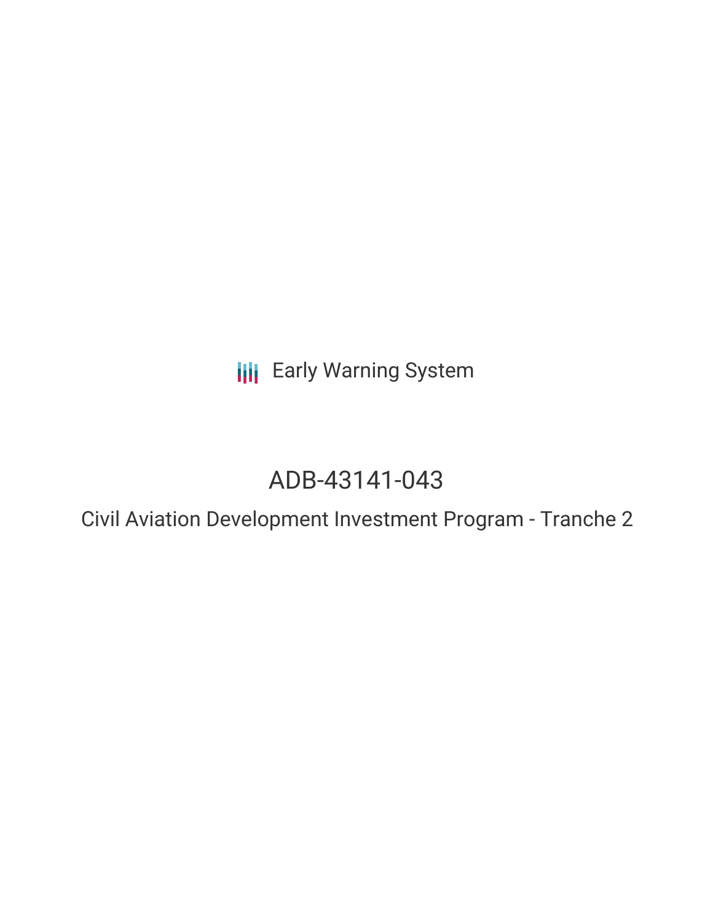Early Warning System

# ADB-43141-043

## Civil Aviation Development Investment Program - Tranche 2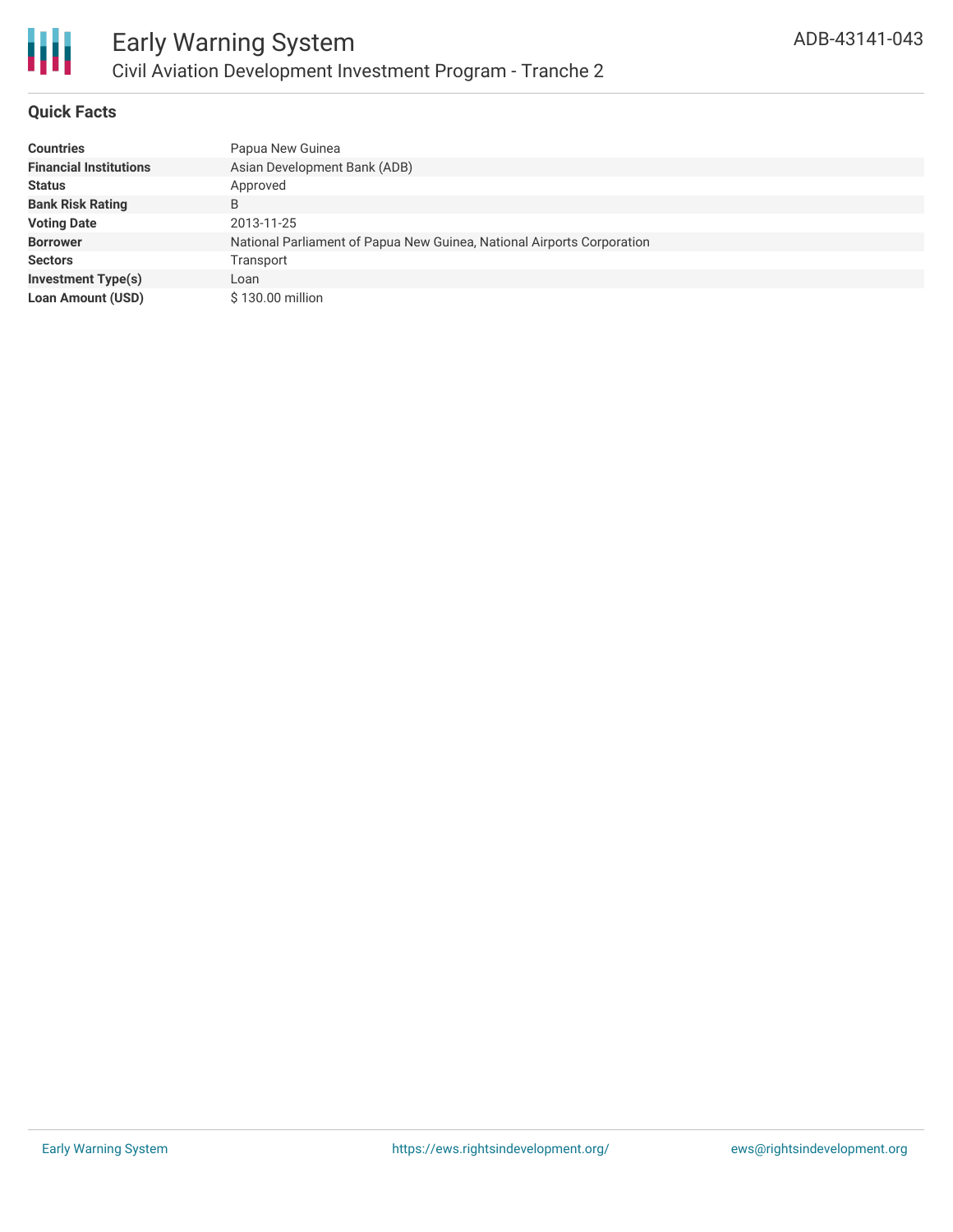# Early Warning System

## Civil Aviation Development Investment Program - Tranche 2

ADB-43141-043

### Quick Facts

| | |
|---|---|
| **Countries** | Papua New Guinea |
| **Financial Institutions** | Asian Development Bank (ADB) |
| **Status** | Approved |
| **Bank Risk Rating** | B |
| **Voting Date** | 2013-11-25 |
| **Borrower** | National Parliament of Papua New Guinea, National Airports Corporation |
| **Sectors** | Transport |
| **Investment Type(s)** | Loan |
| **Loan Amount (USD)** | $ 130.00 million |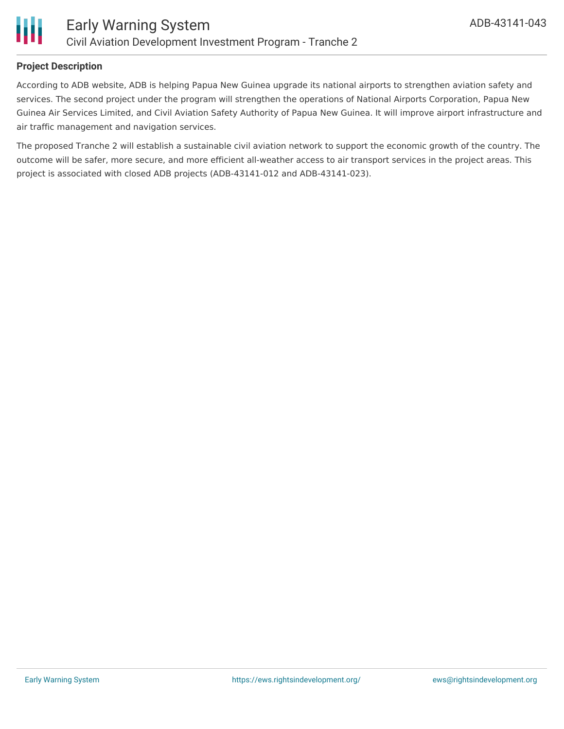### Project Description

According to ADB website, ADB is helping Papua New Guinea upgrade its national airports to strengthen aviation safety and services. The second project under the program will strengthen the operations of National Airports Corporation, Papua New Guinea Air Services Limited, and Civil Aviation Safety Authority of Papua New Guinea. It will improve airport infrastructure and air traffic management and navigation services.

The proposed Tranche 2 will establish a sustainable civil aviation network to support the economic growth of the country. The outcome will be safer, more secure, and more efficient all-weather access to air transport services in the project areas. This project is associated with closed ADB projects (ADB-43141-012 and ADB-43141-023).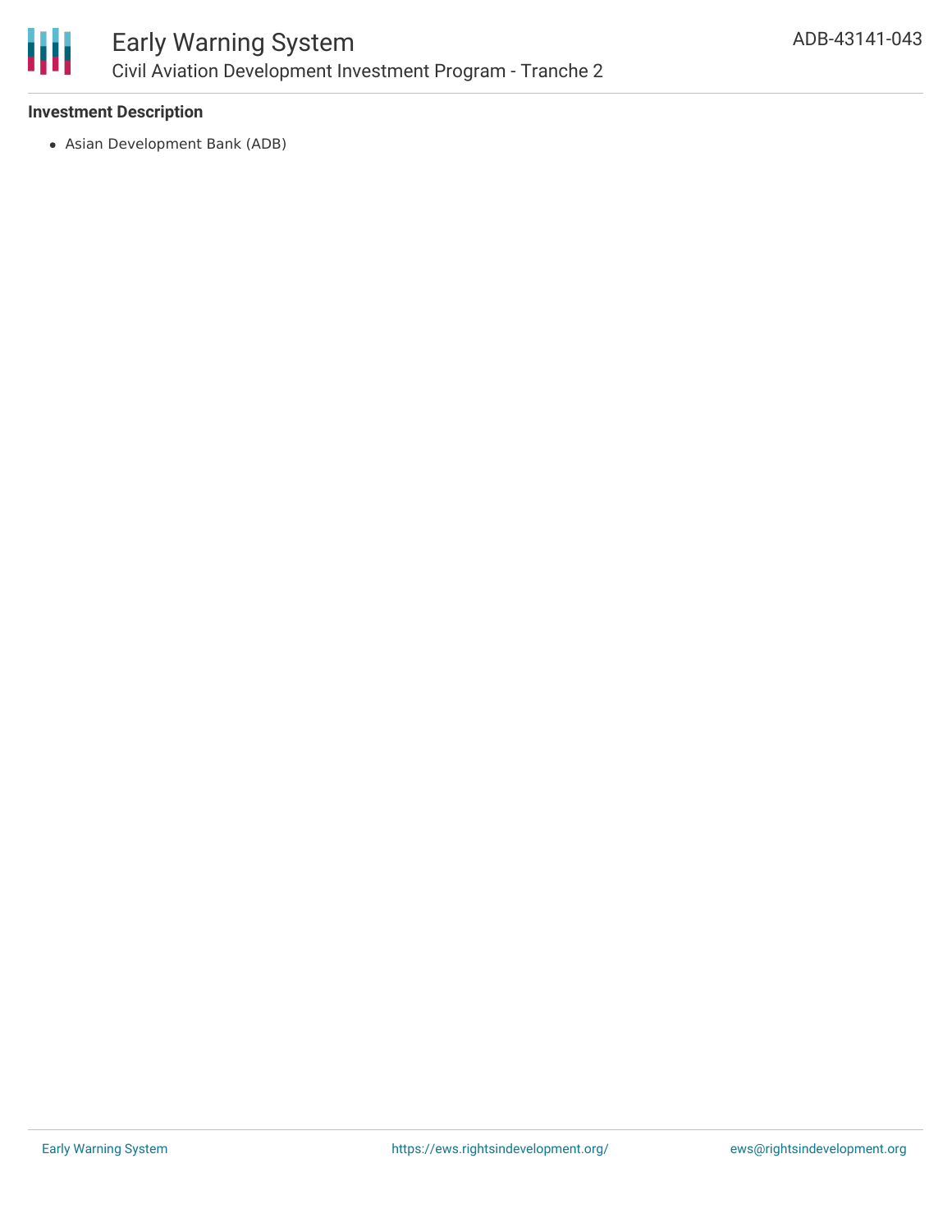### Investment Description

- Asian Development Bank (ADB)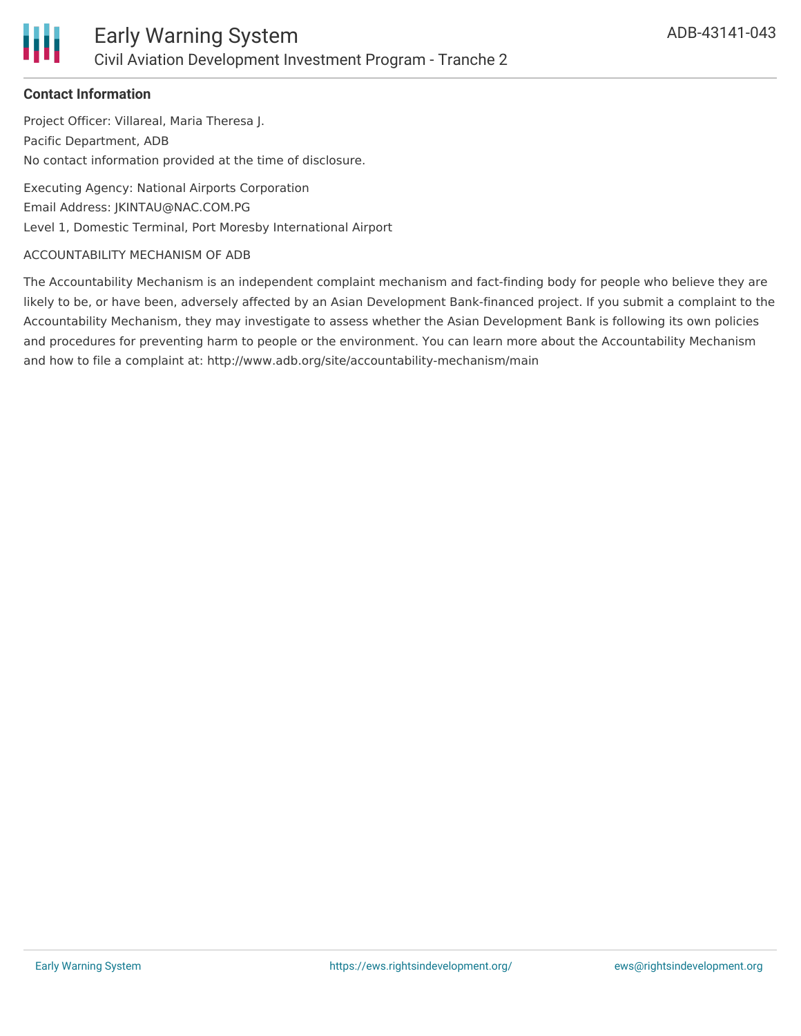**Contact Information**

Project Officer: Villareal, Maria Theresa J.

Pacific Department, ADB

No contact information provided at the time of disclosure.

Executing Agency: National Airports Corporation

Email Address: JKINTAU@NAC.COM.PG

Level 1, Domestic Terminal, Port Moresby International Airport

ACCOUNTABILITY MECHANISM OF ADB

The Accountability Mechanism is an independent complaint mechanism and fact-finding body for people who believe they are likely to be, or have been, adversely affected by an Asian Development Bank-financed project. If you submit a complaint to the Accountability Mechanism, they may investigate to assess whether the Asian Development Bank is following its own policies and procedures for preventing harm to people or the environment. You can learn more about the Accountability Mechanism and how to file a complaint at: http://www.adb.org/site/accountability-mechanism/main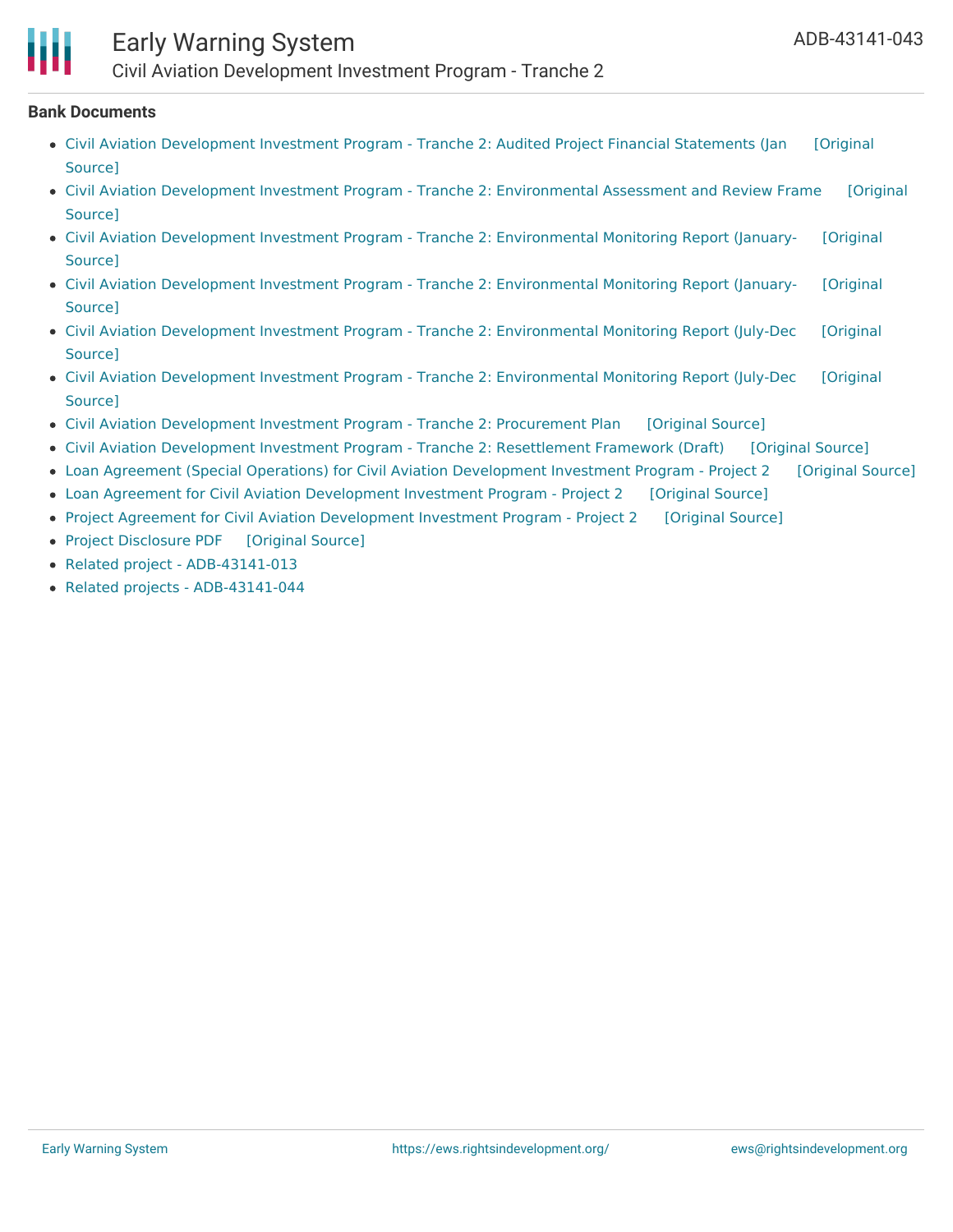## Bank Documents

- Civil Aviation Development Investment Program - Tranche 2: Audited Project Financial Statements (Jan [Original Source]
- Civil Aviation Development Investment Program - Tranche 2: Environmental Assessment and Review Frame [Original Source]
- Civil Aviation Development Investment Program - Tranche 2: Environmental Monitoring Report (January- [Original Source]
- Civil Aviation Development Investment Program - Tranche 2: Environmental Monitoring Report (January- [Original Source]
- Civil Aviation Development Investment Program - Tranche 2: Environmental Monitoring Report (July-Dec [Original Source]
- Civil Aviation Development Investment Program - Tranche 2: Environmental Monitoring Report (July-Dec [Original Source]
- Civil Aviation Development Investment Program - Tranche 2: Procurement Plan [Original Source]
- Civil Aviation Development Investment Program - Tranche 2: Resettlement Framework (Draft) [Original Source]
- Loan Agreement (Special Operations) for Civil Aviation Development Investment Program - Project 2 [Original Source]
- Loan Agreement for Civil Aviation Development Investment Program - Project 2 [Original Source]
- Project Agreement for Civil Aviation Development Investment Program - Project 2 [Original Source]
- Project Disclosure PDF [Original Source]
- Related project - ADB-43141-013
- Related projects - ADB-43141-044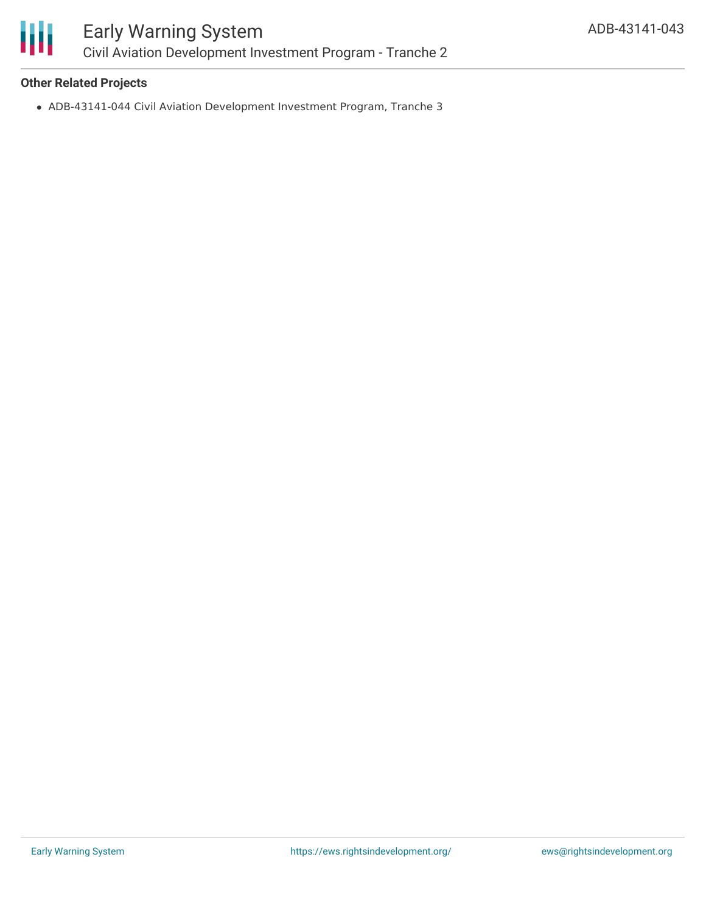**Other Related Projects**

- ADB-43141-044 Civil Aviation Development Investment Program, Tranche 3